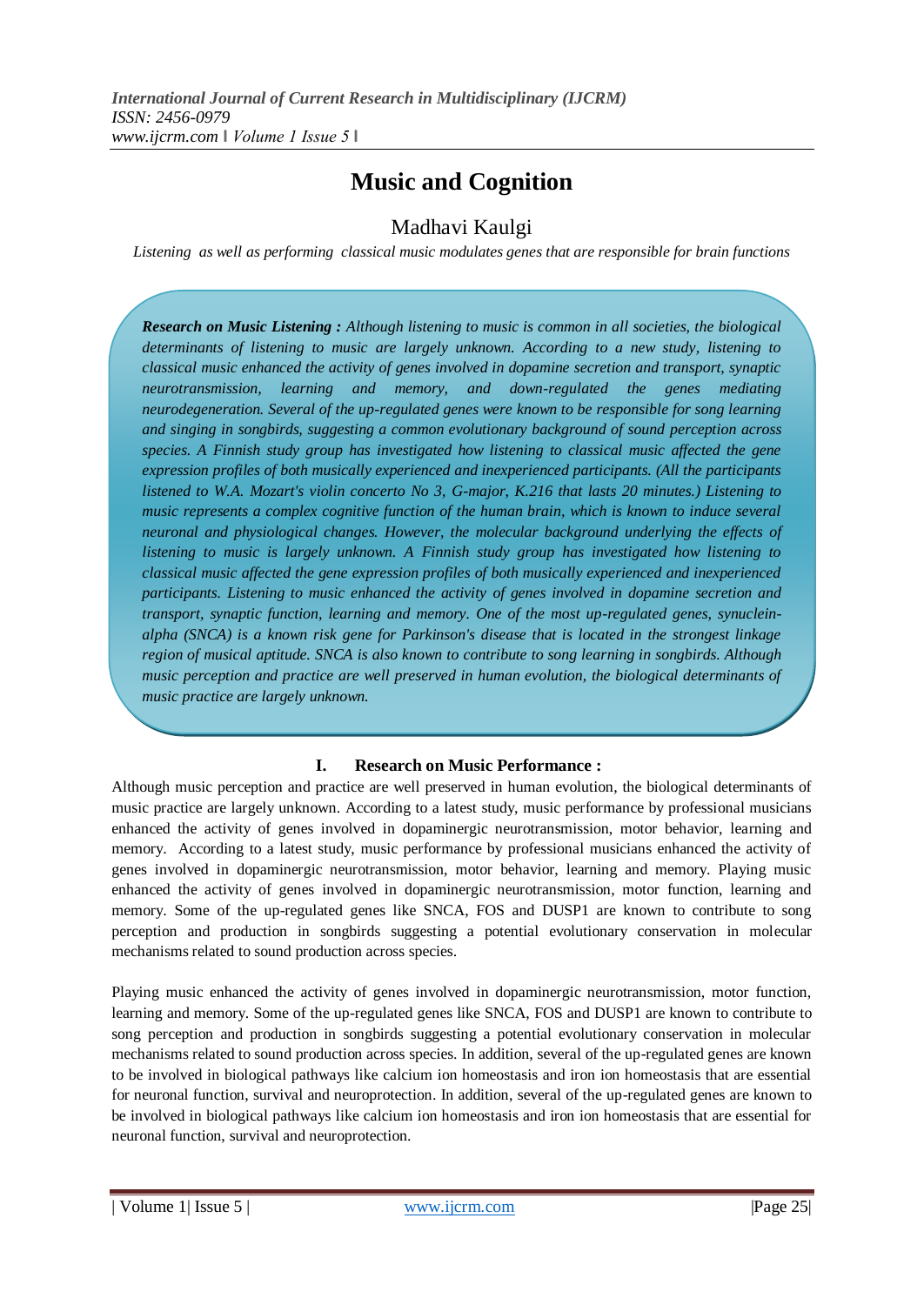# Music and Cognition

Madhavi Kaulgi

*Listening as well as performing classical music modulates genes that are responsible for brain functions*

***Research on Music Listening :*** *Although listening to music is common in all societies, the biological determinants of listening to music are largely unknown. According to a new study, listening to classical music enhanced the activity of genes involved in dopamine secretion and transport, synaptic neurotransmission, learning and memory, and down-regulated the genes mediating neurodegeneration. Several of the up-regulated genes were known to be responsible for song learning and singing in songbirds, suggesting a common evolutionary background of sound perception across species. A Finnish study group has investigated how listening to classical music affected the gene expression profiles of both musically experienced and inexperienced participants. (All the participants listened to W.A. Mozart's violin concerto No 3, G-major, K.216 that lasts 20 minutes.) Listening to music represents a complex cognitive function of the human brain, which is known to induce several neuronal and physiological changes. However, the molecular background underlying the effects of listening to music is largely unknown. A Finnish study group has investigated how listening to classical music affected the gene expression profiles of both musically experienced and inexperienced participants. Listening to music enhanced the activity of genes involved in dopamine secretion and transport, synaptic function, learning and memory. One of the most up-regulated genes, synuclein-alpha (SNCA) is a known risk gene for Parkinson's disease that is located in the strongest linkage region of musical aptitude. SNCA is also known to contribute to song learning in songbirds. Although music perception and practice are well preserved in human evolution, the biological determinants of music practice are largely unknown.*

## I. Research on Music Performance :

Although music perception and practice are well preserved in human evolution, the biological determinants of music practice are largely unknown. According to a latest study, music performance by professional musicians enhanced the activity of genes involved in dopaminergic neurotransmission, motor behavior, learning and memory. According to a latest study, music performance by professional musicians enhanced the activity of genes involved in dopaminergic neurotransmission, motor behavior, learning and memory. Playing music enhanced the activity of genes involved in dopaminergic neurotransmission, motor function, learning and memory. Some of the up-regulated genes like SNCA, FOS and DUSP1 are known to contribute to song perception and production in songbirds suggesting a potential evolutionary conservation in molecular mechanisms related to sound production across species.

Playing music enhanced the activity of genes involved in dopaminergic neurotransmission, motor function, learning and memory. Some of the up-regulated genes like SNCA, FOS and DUSP1 are known to contribute to song perception and production in songbirds suggesting a potential evolutionary conservation in molecular mechanisms related to sound production across species. In addition, several of the up-regulated genes are known to be involved in biological pathways like calcium ion homeostasis and iron ion homeostasis that are essential for neuronal function, survival and neuroprotection. In addition, several of the up-regulated genes are known to be involved in biological pathways like calcium ion homeostasis and iron ion homeostasis that are essential for neuronal function, survival and neuroprotection.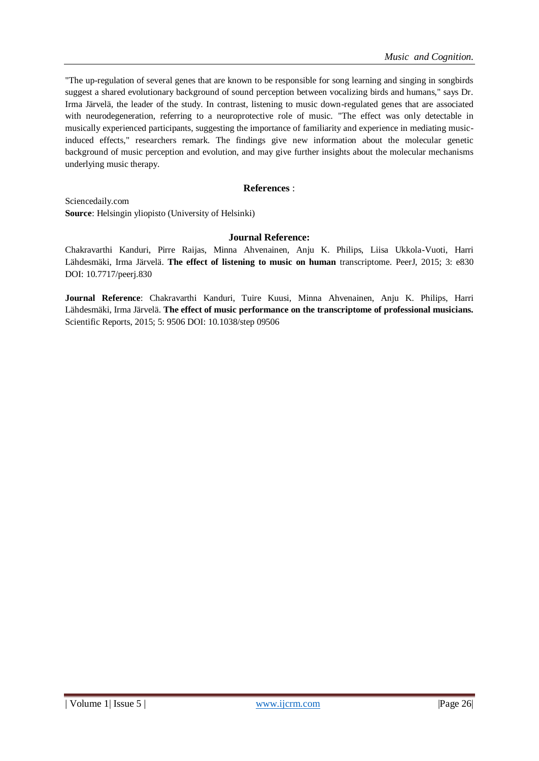"The up-regulation of several genes that are known to be responsible for song learning and singing in songbirds suggest a shared evolutionary background of sound perception between vocalizing birds and humans," says Dr. Irma Järvelä, the leader of the study. In contrast, listening to music down-regulated genes that are associated with neurodegeneration, referring to a neuroprotective role of music. "The effect was only detectable in musically experienced participants, suggesting the importance of familiarity and experience in mediating music-induced effects," researchers remark. The findings give new information about the molecular genetic background of music perception and evolution, and may give further insights about the molecular mechanisms underlying music therapy.

**References** :

Sciencedaily.com
**Source**: Helsingin yliopisto (University of Helsinki)

**Journal Reference:**

Chakravarthi Kanduri, Pirre Raijas, Minna Ahvenainen, Anju K. Philips, Liisa Ukkola-Vuoti, Harri Lähdesmäki, Irma Järvelä. **The effect of listening to music on human** transcriptome. PeerJ, 2015; 3: e830 DOI: 10.7717/peerj.830

**Journal Reference**: Chakravarthi Kanduri, Tuire Kuusi, Minna Ahvenainen, Anju K. Philips, Harri Lähdesmäki, Irma Järvelä. **The effect of music performance on the transcriptome of professional musicians.** Scientific Reports, 2015; 5: 9506 DOI: 10.1038/step 09506